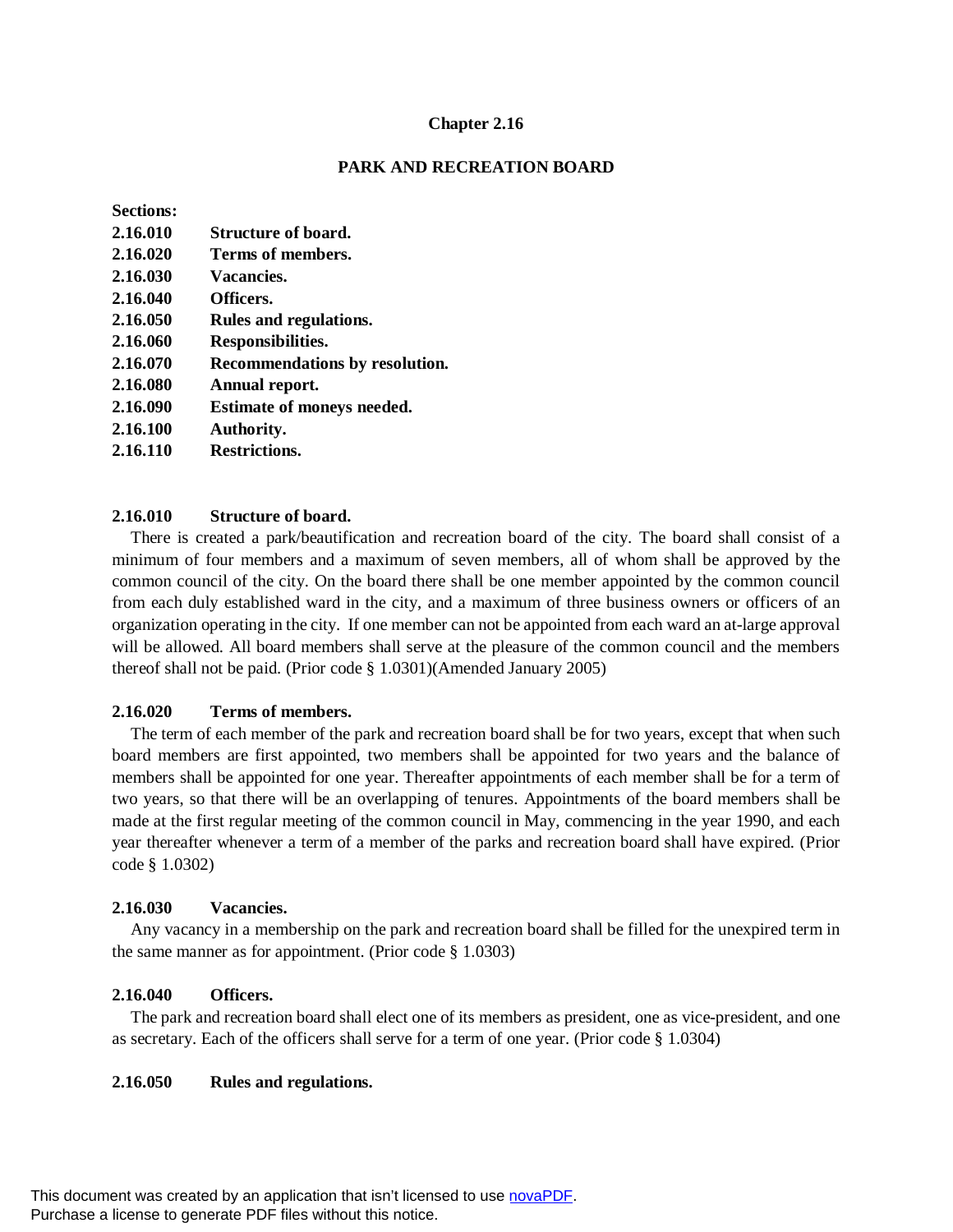# Chapter 2.16

## PARK AND RECREATION BOARD

**Sections:**

**2.16.010 Structure of board.**
**2.16.020 Terms of members.**
**2.16.030 Vacancies.**
**2.16.040 Officers.**
**2.16.050 Rules and regulations.**
**2.16.060 Responsibilities.**
**2.16.070 Recommendations by resolution.**
**2.16.080 Annual report.**
**2.16.090 Estimate of moneys needed.**
**2.16.100 Authority.**
**2.16.110 Restrictions.**

### 2.16.010 Structure of board.

There is created a park/beautification and recreation board of the city. The board shall consist of a minimum of four members and a maximum of seven members, all of whom shall be approved by the common council of the city. On the board there shall be one member appointed by the common council from each duly established ward in the city, and a maximum of three business owners or officers of an organization operating in the city. If one member can not be appointed from each ward an at-large approval will be allowed. All board members shall serve at the pleasure of the common council and the members thereof shall not be paid. (Prior code § 1.0301)(Amended January 2005)

### 2.16.020 Terms of members.

The term of each member of the park and recreation board shall be for two years, except that when such board members are first appointed, two members shall be appointed for two years and the balance of members shall be appointed for one year. Thereafter appointments of each member shall be for a term of two years, so that there will be an overlapping of tenures. Appointments of the board members shall be made at the first regular meeting of the common council in May, commencing in the year 1990, and each year thereafter whenever a term of a member of the parks and recreation board shall have expired. (Prior code § 1.0302)

### 2.16.030 Vacancies.

Any vacancy in a membership on the park and recreation board shall be filled for the unexpired term in the same manner as for appointment. (Prior code § 1.0303)

### 2.16.040 Officers.

The park and recreation board shall elect one of its members as president, one as vice-president, and one as secretary. Each of the officers shall serve for a term of one year. (Prior code § 1.0304)

### 2.16.050 Rules and regulations.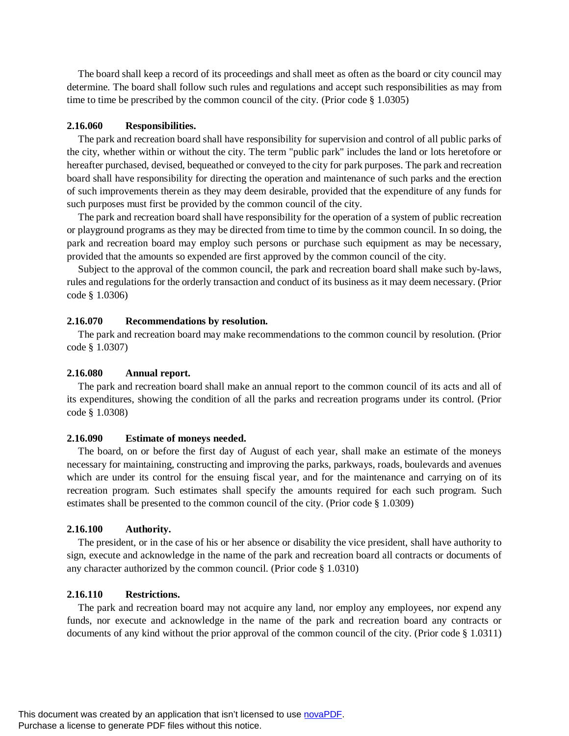The board shall keep a record of its proceedings and shall meet as often as the board or city council may determine. The board shall follow such rules and regulations and accept such responsibilities as may from time to time be prescribed by the common council of the city. (Prior code § 1.0305)

**2.16.060 Responsibilities.**

The park and recreation board shall have responsibility for supervision and control of all public parks of the city, whether within or without the city. The term "public park" includes the land or lots heretofore or hereafter purchased, devised, bequeathed or conveyed to the city for park purposes. The park and recreation board shall have responsibility for directing the operation and maintenance of such parks and the erection of such improvements therein as they may deem desirable, provided that the expenditure of any funds for such purposes must first be provided by the common council of the city.

The park and recreation board shall have responsibility for the operation of a system of public recreation or playground programs as they may be directed from time to time by the common council. In so doing, the park and recreation board may employ such persons or purchase such equipment as may be necessary, provided that the amounts so expended are first approved by the common council of the city.

Subject to the approval of the common council, the park and recreation board shall make such by-laws, rules and regulations for the orderly transaction and conduct of its business as it may deem necessary. (Prior code § 1.0306)

**2.16.070 Recommendations by resolution.**

The park and recreation board may make recommendations to the common council by resolution. (Prior code § 1.0307)

**2.16.080 Annual report.**

The park and recreation board shall make an annual report to the common council of its acts and all of its expenditures, showing the condition of all the parks and recreation programs under its control. (Prior code § 1.0308)

**2.16.090 Estimate of moneys needed.**

The board, on or before the first day of August of each year, shall make an estimate of the moneys necessary for maintaining, constructing and improving the parks, parkways, roads, boulevards and avenues which are under its control for the ensuing fiscal year, and for the maintenance and carrying on of its recreation program. Such estimates shall specify the amounts required for each such program. Such estimates shall be presented to the common council of the city. (Prior code § 1.0309)

**2.16.100 Authority.**

The president, or in the case of his or her absence or disability the vice president, shall have authority to sign, execute and acknowledge in the name of the park and recreation board all contracts or documents of any character authorized by the common council. (Prior code § 1.0310)

**2.16.110 Restrictions.**

The park and recreation board may not acquire any land, nor employ any employees, nor expend any funds, nor execute and acknowledge in the name of the park and recreation board any contracts or documents of any kind without the prior approval of the common council of the city. (Prior code § 1.0311)